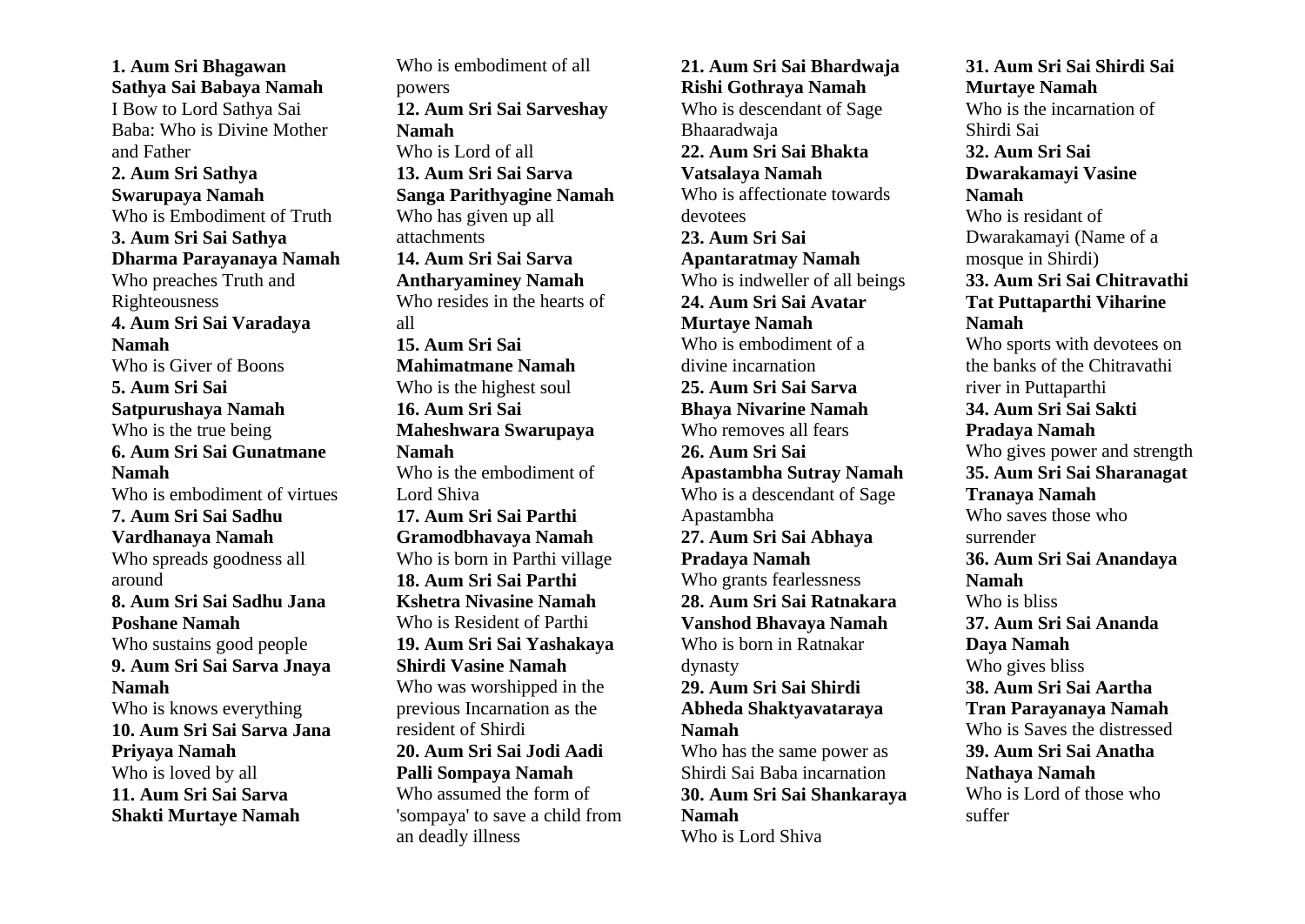**1. Aum Sri Bhagawan Sathya Sai Babaya Namah**
I Bow to Lord Sathya Sai Baba: Who is Divine Mother and Father

**2. Aum Sri Sathya Swarupaya Namah**
Who is Embodiment of Truth

**3. Aum Sri Sai Sathya Dharma Parayanaya Namah**
Who preaches Truth and Righteousness

**4. Aum Sri Sai Varadaya Namah**
Who is Giver of Boons

**5. Aum Sri Sai Satpurushaya Namah**
Who is the true being

**6. Aum Sri Sai Gunatmane Namah**
Who is embodiment of virtues

**7. Aum Sri Sai Sadhu Vardhanaya Namah**
Who spreads goodness all around

**8. Aum Sri Sai Sadhu Jana Poshane Namah**
Who sustains good people

**9. Aum Sri Sai Sarva Jnaya Namah**
Who is knows everything

**10. Aum Sri Sai Sarva Jana Priyaya Namah**
Who is loved by all

**11. Aum Sri Sai Sarva Shakti Murtaye Namah**
Who is embodiment of all powers

**12. Aum Sri Sai Sarveshay Namah**
Who is Lord of all

**13. Aum Sri Sai Sarva Sanga Parithyagine Namah**
Who has given up all attachments

**14. Aum Sri Sai Sarva Antharyaminey Namah**
Who resides in the hearts of all

**15. Aum Sri Sai Mahimatmane Namah**
Who is the highest soul

**16. Aum Sri Sai Maheshwara Swarupaya Namah**
Who is the embodiment of Lord Shiva

**17. Aum Sri Sai Parthi Gramodbhavaya Namah**
Who is born in Parthi village

**18. Aum Sri Sai Parthi Kshetra Nivasine Namah**
Who is Resident of Parthi

**19. Aum Sri Sai Yashakaya Shirdi Vasine Namah**
Who was worshipped in the previous Incarnation as the resident of Shirdi

**20. Aum Sri Sai Jodi Aadi Palli Sompaya Namah**
Who assumed the form of 'sompaya' to save a child from an deadly illness

**21. Aum Sri Sai Bhardwaja Rishi Gothraya Namah**
Who is descendant of Sage Bhaaradwaja

**22. Aum Sri Sai Bhakta Vatsalaya Namah**
Who is affectionate towards devotees

**23. Aum Sri Sai Apantaratmay Namah**
Who is indweller of all beings

**24. Aum Sri Sai Avatar Murtaye Namah**
Who is embodiment of a divine incarnation

**25. Aum Sri Sai Sarva Bhaya Nivarine Namah**
Who removes all fears

**26. Aum Sri Sai Apastambha Sutray Namah**
Who is a descendant of Sage Apastambha

**27. Aum Sri Sai Abhaya Pradaya Namah**
Who grants fearlessness

**28. Aum Sri Sai Ratnakara Vanshod Bhavaya Namah**
Who is born in Ratnakar dynasty

**29. Aum Sri Sai Shirdi Abheda Shaktyavataraya Namah**
Who has the same power as Shirdi Sai Baba incarnation

**30. Aum Sri Sai Shankaraya Namah**
Who is Lord Shiva

**31. Aum Sri Sai Shirdi Sai Murtaye Namah**
Who is the incarnation of Shirdi Sai

**32. Aum Sri Sai Dwarakamayi Vasine Namah**
Who is resident of Dwarakamayi (Name of a mosque in Shirdi)

**33. Aum Sri Sai Chitravathi Tat Puttaparthi Viharine Namah**
Who sports with devotees on the banks of the Chitravathi river in Puttaparthi

**34. Aum Sri Sai Sakti Pradaya Namah**
Who gives power and strength

**35. Aum Sri Sai Sharanagat Tranaya Namah**
Who saves those who surrender

**36. Aum Sri Sai Anandaya Namah**
Who is bliss

**37. Aum Sri Sai Ananda Daya Namah**
Who gives bliss

**38. Aum Sri Sai Aartha Tran Parayanaya Namah**
Who is Saves the distressed

**39. Aum Sri Sai Anatha Nathaya Namah**
Who is Lord of those who suffer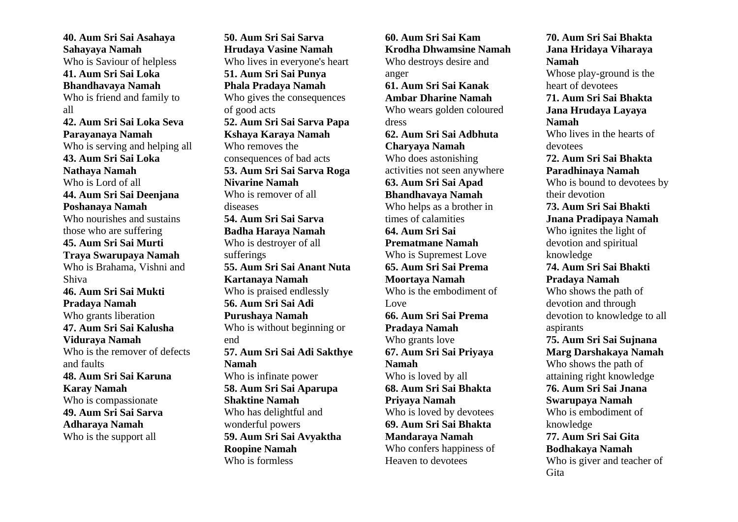**40. Aum Sri Sai Asahaya Sahayaya Namah**
Who is Saviour of helpless

**41. Aum Sri Sai Loka Bhandhavaya Namah**
Who is friend and family to all

**42. Aum Sri Sai Loka Seva Parayanaya Namah**
Who is serving and helping all

**43. Aum Sri Sai Loka Nathaya Namah**
Who is Lord of all

**44. Aum Sri Sai Deenjana Poshanaya Namah**
Who nourishes and sustains those who are suffering

**45. Aum Sri Sai Murti Traya Swarupaya Namah**
Who is Brahama, Vishni and Shiva

**46. Aum Sri Sai Mukti Pradaya Namah**
Who grants liberation

**47. Aum Sri Sai Kalusha Viduraya Namah**
Who is the remover of defects and faults

**48. Aum Sri Sai Karuna Karay Namah**
Who is compassionate

**49. Aum Sri Sai Sarva Adharaya Namah**
Who is the support all

**50. Aum Sri Sai Sarva Hrudaya Vasine Namah**
Who lives in everyone's heart

**51. Aum Sri Sai Punya Phala Pradaya Namah**
Who gives the consequences of good acts

**52. Aum Sri Sai Sarva Papa Kshaya Karaya Namah**
Who removes the consequences of bad acts

**53. Aum Sri Sai Sarva Roga Nivarine Namah**
Who is remover of all diseases

**54. Aum Sri Sai Sarva Badha Haraya Namah**
Who is destroyer of all sufferings

**55. Aum Sri Sai Anant Nuta Kartanaya Namah**
Who is praised endlessly

**56. Aum Sri Sai Adi Purushaya Namah**
Who is without beginning or end

**57. Aum Sri Sai Adi Sakthye Namah**
Who is infinate power

**58. Aum Sri Sai Aparupa Shaktine Namah**
Who has delightful and wonderful powers

**59. Aum Sri Sai Avyaktha Roopine Namah**
Who is formless

**60. Aum Sri Sai Kam Krodha Dhwamsine Namah**
Who destroys desire and anger

**61. Aum Sri Sai Kanak Ambar Dharine Namah**
Who wears golden coloured dress

**62. Aum Sri Sai Adbhuta Charyaya Namah**
Who does astonishing activities not seen anywhere

**63. Aum Sri Sai Apad Bhandhavaya Namah**
Who helps as a brother in times of calamities

**64. Aum Sri Sai Prematmane Namah**
Who is Supremest Love

**65. Aum Sri Sai Prema Moortaya Namah**
Who is the embodiment of Love

**66. Aum Sri Sai Prema Pradaya Namah**
Who grants love

**67. Aum Sri Sai Priyaya Namah**
Who is loved by all

**68. Aum Sri Sai Bhakta Priyaya Namah**
Who is loved by devotees

**69. Aum Sri Sai Bhakta Mandaraya Namah**
Who confers happiness of Heaven to devotees

**70. Aum Sri Sai Bhakta Jana Hridaya Viharaya Namah**
Whose play-ground is the heart of devotees

**71. Aum Sri Sai Bhakta Jana Hrudaya Layaya Namah**
Who lives in the hearts of devotees

**72. Aum Sri Sai Bhakta Paradhinaya Namah**
Who is bound to devotees by their devotion

**73. Aum Sri Sai Bhakti Jnana Pradipaya Namah**
Who ignites the light of devotion and spiritual knowledge

**74. Aum Sri Sai Bhakti Pradaya Namah**
Who shows the path of devotion and through devotion to knowledge to all aspirants

**75. Aum Sri Sai Sujnana Marg Darshakaya Namah**
Who shows the path of attaining right knowledge

**76. Aum Sri Sai Jnana Swarupaya Namah**
Who is embodiment of knowledge

**77. Aum Sri Sai Gita Bodhakaya Namah**
Who is giver and teacher of Gita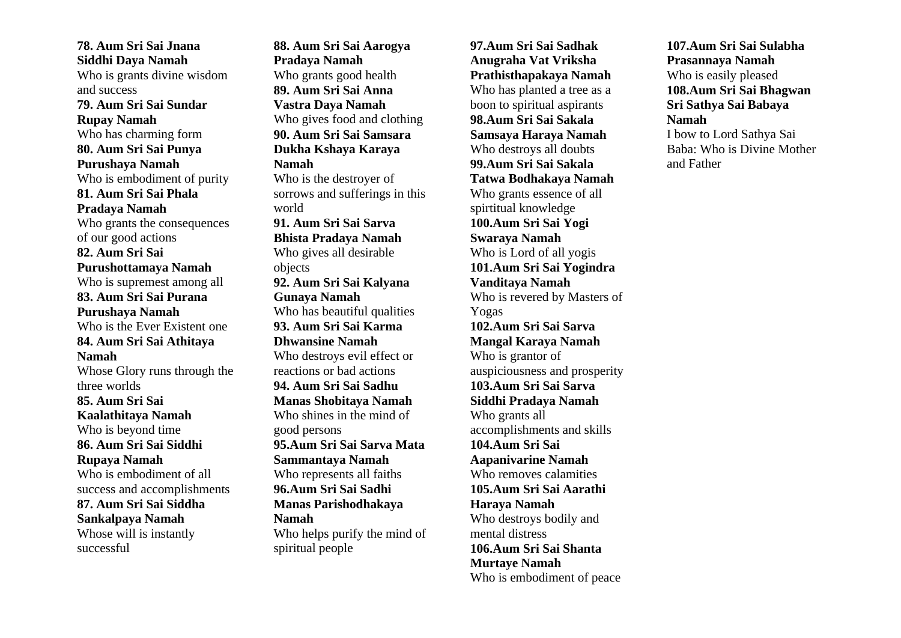**78. Aum Sri Sai Jnana Siddhi Daya Namah**
Who is grants divine wisdom and success

**79. Aum Sri Sai Sundar Rupay Namah**
Who has charming form

**80. Aum Sri Sai Punya Purushaya Namah**
Who is embodiment of purity

**81. Aum Sri Sai Phala Pradaya Namah**
Who grants the consequences of our good actions

**82. Aum Sri Sai Purushottamaya Namah**
Who is supremest among all

**83. Aum Sri Sai Purana Purushaya Namah**
Who is the Ever Existent one

**84. Aum Sri Sai Athitaya Namah**
Whose Glory runs through the three worlds

**85. Aum Sri Sai Kaalathitaya Namah**
Who is beyond time

**86. Aum Sri Sai Siddhi Rupaya Namah**
Who is embodiment of all success and accomplishments

**87. Aum Sri Sai Siddha Sankalpaya Namah**
Whose will is instantly successful

**88. Aum Sri Sai Aarogya Pradaya Namah**
Who grants good health

**89. Aum Sri Sai Anna Vastra Daya Namah**
Who gives food and clothing

**90. Aum Sri Sai Samsara Dukha Kshaya Karaya Namah**
Who is the destroyer of sorrows and sufferings in this world

**91. Aum Sri Sai Sarva Bhista Pradaya Namah**
Who gives all desirable objects

**92. Aum Sri Sai Kalyana Gunaya Namah**
Who has beautiful qualities

**93. Aum Sri Sai Karma Dhwansine Namah**
Who destroys evil effect or reactions or bad actions

**94. Aum Sri Sai Sadhu Manas Shobitaya Namah**
Who shines in the mind of good persons

**95.Aum Sri Sai Sarva Mata Sammantaya Namah**
Who represents all faiths

**96.Aum Sri Sai Sadhi Manas Parishodhakaya Namah**
Who helps purify the mind of spiritual people

**97.Aum Sri Sai Sadhak Anugraha Vat Vriksha Prathisthapakaya Namah**
Who has planted a tree as a boon to spiritual aspirants

**98.Aum Sri Sai Sakala Samsaya Haraya Namah**
Who destroys all doubts

**99.Aum Sri Sai Sakala Tatwa Bodhakaya Namah**
Who grants essence of all spirtitual knowledge

**100.Aum Sri Sai Yogi Swaraya Namah**
Who is Lord of all yogis

**101.Aum Sri Sai Yogindra Vanditaya Namah**
Who is revered by Masters of Yogas

**102.Aum Sri Sai Sarva Mangal Karaya Namah**
Who is grantor of auspiciousness and prosperity

**103.Aum Sri Sai Sarva Siddhi Pradaya Namah**
Who grants all accomplishments and skills

**104.Aum Sri Sai Aapanivarine Namah**
Who removes calamities

**105.Aum Sri Sai Aarathi Haraya Namah**
Who destroys bodily and mental distress

**106.Aum Sri Sai Shanta Murtaye Namah**
Who is embodiment of peace

**107.Aum Sri Sai Sulabha Prasannaya Namah**
Who is easily pleased

**108.Aum Sri Sai Bhagwan Sri Sathya Sai Babaya Namah**
I bow to Lord Sathya Sai Baba: Who is Divine Mother and Father